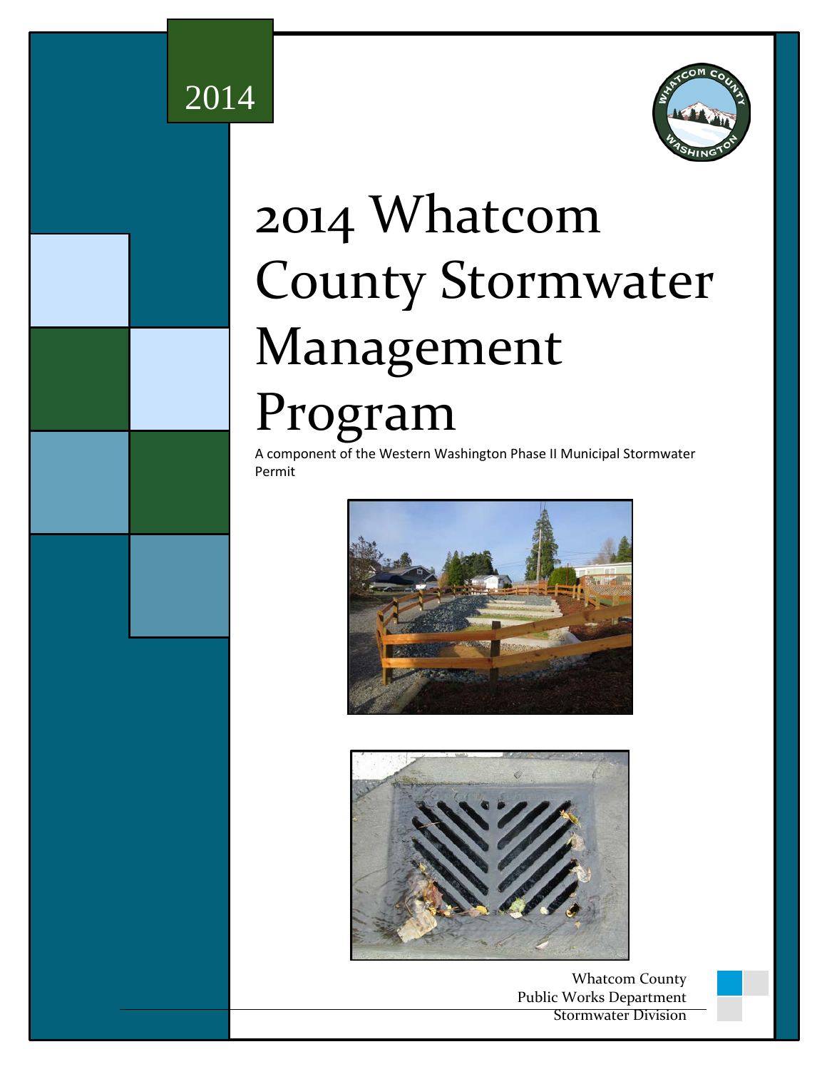2014

# 2014 Whatcom County Stormwater Management Program

A component of the Western Washington Phase II Municipal Stormwater Permit

Whatcom County
Public Works Department
Stormwater Division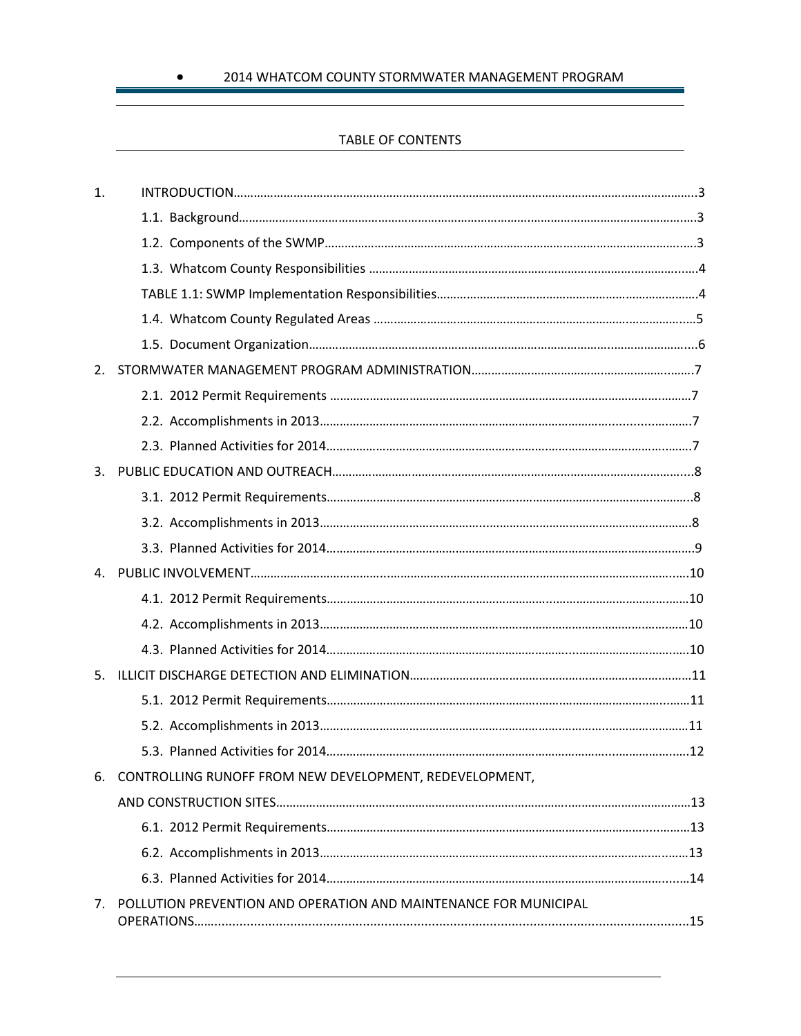## TABLE OF CONTENTS

1. INTRODUCTION……………………………………………………………………………………………………………3
   - 1.1. Background…………………………………………………………………………………………………3
   - 1.2. Components of the SWMP……………………………………………………………………………3
   - 1.3. Whatcom County Responsibilities ……………………………………………………………………4
   - TABLE 1.1: SWMP Implementation Responsibilities……………………………………………………4
   - 1.4. Whatcom County Regulated Areas ……………………………………………………………………5
   - 1.5. Document Organization…………………………………………………………………………………6
2. STORMWATER MANAGEMENT PROGRAM ADMINISTRATION………………………………………………7
   - 2.1. 2012 Permit Requirements ……………………………………………………………………………7
   - 2.2. Accomplishments in 2013………………………………………………………………………………7
   - 2.3. Planned Activities for 2014……………………………………………………………………………7
3. PUBLIC EDUCATION AND OUTREACH……………………………………………………………………………8
   - 3.1. 2012 Permit Requirements……………………………………………………………………………8
   - 3.2. Accomplishments in 2013………………………………………………………………………………8
   - 3.3. Planned Activities for 2014……………………………………………………………………………9
4. PUBLIC INVOLVEMENT………………………………………………………………………………………………10
   - 4.1. 2012 Permit Requirements……………………………………………………………………………10
   - 4.2. Accomplishments in 2013………………………………………………………………………………10
   - 4.3. Planned Activities for 2014……………………………………………………………………………10
5. ILLICIT DISCHARGE DETECTION AND ELIMINATION…………………………………………………………11
   - 5.1. 2012 Permit Requirements……………………………………………………………………………11
   - 5.2. Accomplishments in 2013………………………………………………………………………………11
   - 5.3. Planned Activities for 2014……………………………………………………………………………12
6. CONTROLLING RUNOFF FROM NEW DEVELOPMENT, REDEVELOPMENT, AND CONSTRUCTION SITES…………………………………………………………………………………………………13
   - 6.1. 2012 Permit Requirements……………………………………………………………………………13
   - 6.2. Accomplishments in 2013………………………………………………………………………………13
   - 6.3. Planned Activities for 2014……………………………………………………………………………14
7. POLLUTION PREVENTION AND OPERATION AND MAINTENANCE FOR MUNICIPAL OPERATIONS………………………………………………………………………………………………………………15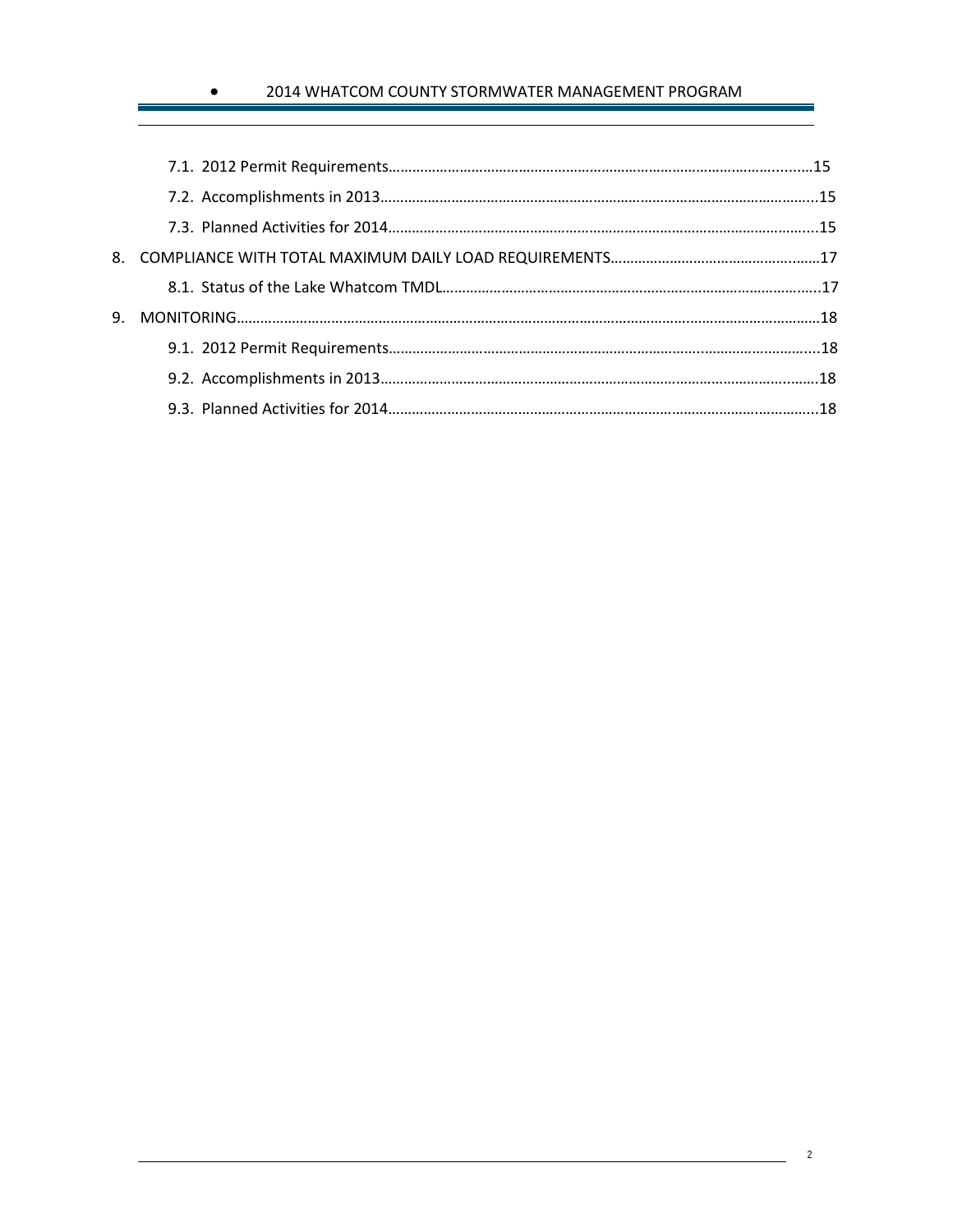7.1. 2012 Permit Requirements……………………………………………………………………………………………15

7.2. Accomplishments in 2013…………………………………………………………………………………………….15

7.3. Planned Activities for 2014………………………………………………………………………………………….15

8. COMPLIANCE WITH TOTAL MAXIMUM DAILY LOAD REQUIREMENTS…………………………………………….17

8.1. Status of the Lake Whatcom TMDL……………………………………………………………………………….17

9. MONITORING…………………………………………………………………………………………………………………………18

9.1. 2012 Permit Requirements……………………………………………………………………………………………18

9.2. Accomplishments in 2013…………………………………………………………………………………………….18

9.3. Planned Activities for 2014………………………………………………………………………………………….18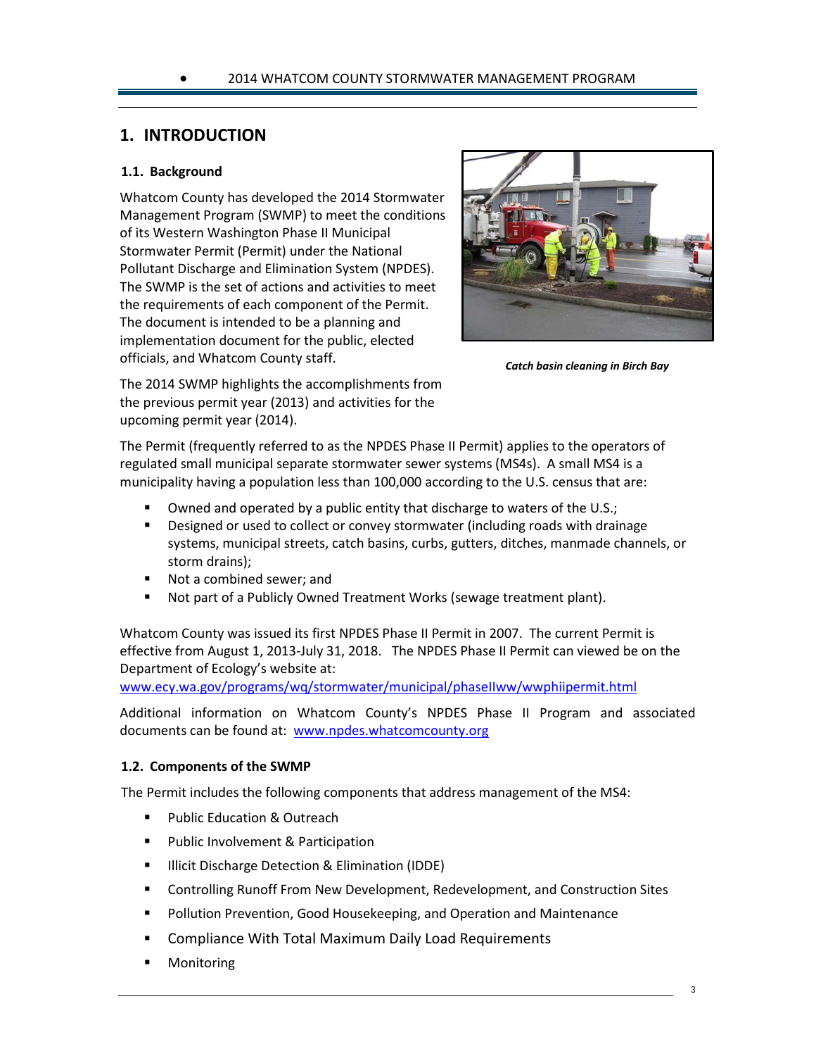# 1. INTRODUCTION

## 1.1. Background

Whatcom County has developed the 2014 Stormwater Management Program (SWMP) to meet the conditions of its Western Washington Phase II Municipal Stormwater Permit (Permit) under the National Pollutant Discharge and Elimination System (NPDES). The SWMP is the set of actions and activities to meet the requirements of each component of the Permit. The document is intended to be a planning and implementation document for the public, elected officials, and Whatcom County staff.

*Catch basin cleaning in Birch Bay*

The 2014 SWMP highlights the accomplishments from the previous permit year (2013) and activities for the upcoming permit year (2014).

The Permit (frequently referred to as the NPDES Phase II Permit) applies to the operators of regulated small municipal separate stormwater sewer systems (MS4s). A small MS4 is a municipality having a population less than 100,000 according to the U.S. census that are:

- Owned and operated by a public entity that discharge to waters of the U.S.;
- Designed or used to collect or convey stormwater (including roads with drainage systems, municipal streets, catch basins, curbs, gutters, ditches, manmade channels, or storm drains);
- Not a combined sewer; and
- Not part of a Publicly Owned Treatment Works (sewage treatment plant).

Whatcom County was issued its first NPDES Phase II Permit in 2007. The current Permit is effective from August 1, 2013-July 31, 2018. The NPDES Phase II Permit can viewed be on the Department of Ecology's website at: www.ecy.wa.gov/programs/wq/stormwater/municipal/phaseIIww/wwphiipermit.html

Additional information on Whatcom County's NPDES Phase II Program and associated documents can be found at: www.npdes.whatcomcounty.org

## 1.2. Components of the SWMP

The Permit includes the following components that address management of the MS4:

- Public Education & Outreach
- Public Involvement & Participation
- Illicit Discharge Detection & Elimination (IDDE)
- Controlling Runoff From New Development, Redevelopment, and Construction Sites
- Pollution Prevention, Good Housekeeping, and Operation and Maintenance
- Compliance With Total Maximum Daily Load Requirements
- Monitoring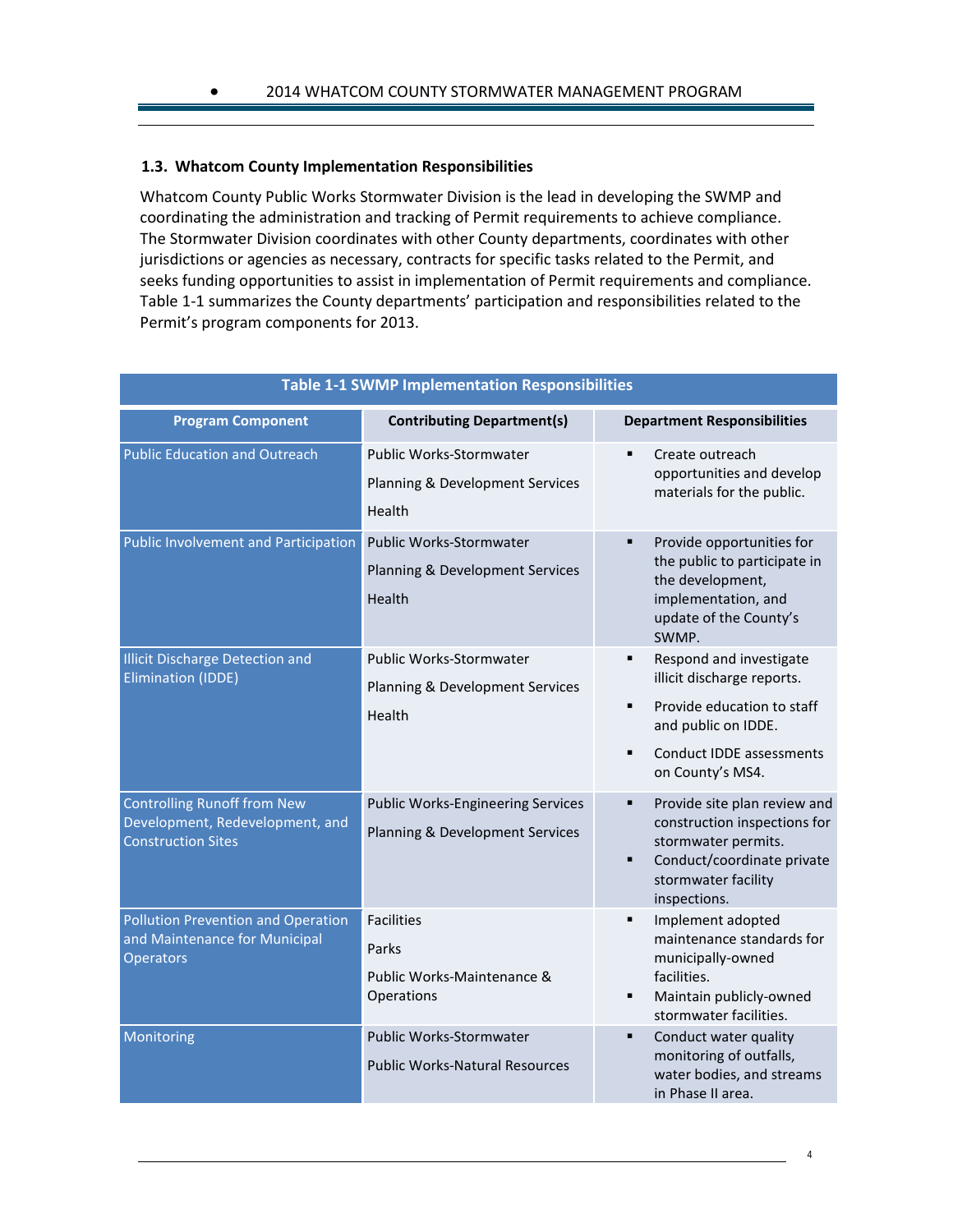### 1.3. Whatcom County Implementation Responsibilities

Whatcom County Public Works Stormwater Division is the lead in developing the SWMP and coordinating the administration and tracking of Permit requirements to achieve compliance. The Stormwater Division coordinates with other County departments, coordinates with other jurisdictions or agencies as necessary, contracts for specific tasks related to the Permit, and seeks funding opportunities to assist in implementation of Permit requirements and compliance. Table 1-1 summarizes the County departments' participation and responsibilities related to the Permit's program components for 2013.

**Table 1-1 SWMP Implementation Responsibilities**

| Program Component | Contributing Department(s) | Department Responsibilities |
|---|---|---|
| Public Education and Outreach | Public Works-Stormwater<br>Planning & Development Services<br>Health | ▪ Create outreach opportunities and develop materials for the public. |
| Public Involvement and Participation | Public Works-Stormwater<br>Planning & Development Services<br>Health | ▪ Provide opportunities for the public to participate in the development, implementation, and update of the County's SWMP. |
| Illicit Discharge Detection and Elimination (IDDE) | Public Works-Stormwater<br>Planning & Development Services<br>Health | ▪ Respond and investigate illicit discharge reports.<br>▪ Provide education to staff and public on IDDE.<br>▪ Conduct IDDE assessments on County's MS4. |
| Controlling Runoff from New Development, Redevelopment, and Construction Sites | Public Works-Engineering Services<br>Planning & Development Services | ▪ Provide site plan review and construction inspections for stormwater permits.<br>▪ Conduct/coordinate private stormwater facility inspections. |
| Pollution Prevention and Operation and Maintenance for Municipal Operators | Facilities<br>Parks<br>Public Works-Maintenance & Operations | ▪ Implement adopted maintenance standards for municipally-owned facilities.<br>▪ Maintain publicly-owned stormwater facilities. |
| Monitoring | Public Works-Stormwater<br>Public Works-Natural Resources | ▪ Conduct water quality monitoring of outfalls, water bodies, and streams in Phase II area. |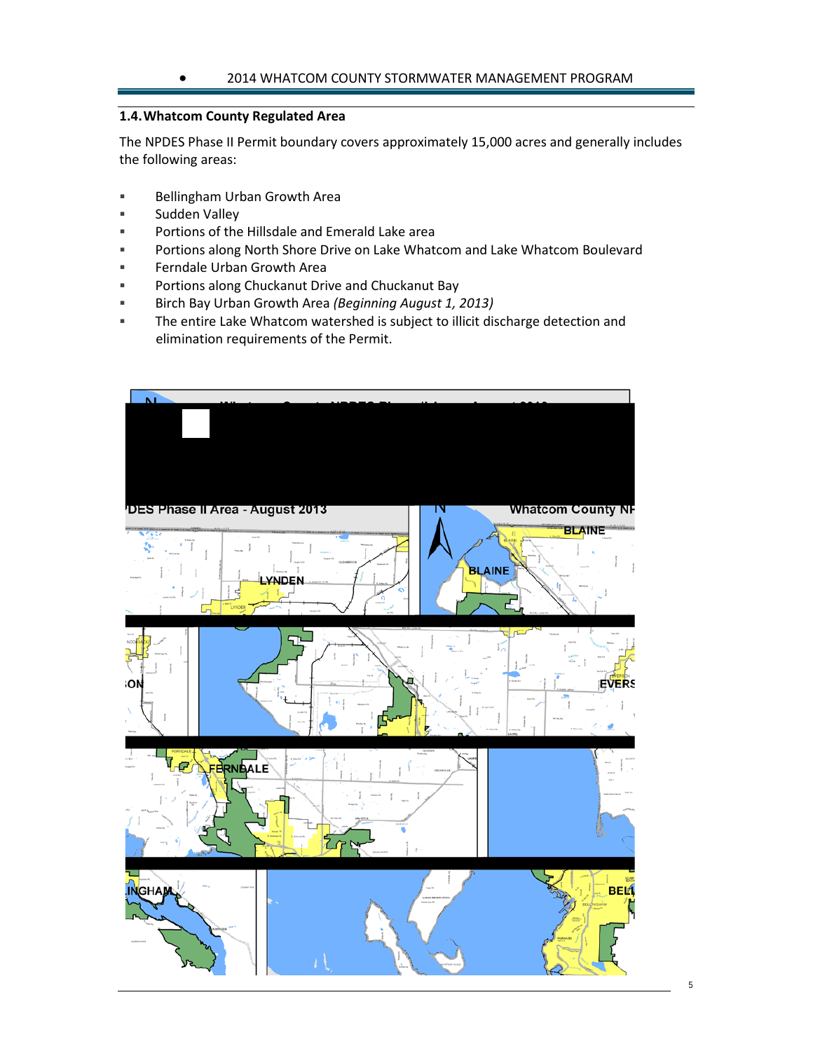## 1.4. Whatcom County Regulated Area

The NPDES Phase II Permit boundary covers approximately 15,000 acres and generally includes the following areas:

- Bellingham Urban Growth Area
- Sudden Valley
- Portions of the Hillsdale and Emerald Lake area
- Portions along North Shore Drive on Lake Whatcom and Lake Whatcom Boulevard
- Ferndale Urban Growth Area
- Portions along Chuckanut Drive and Chuckanut Bay
- Birch Bay Urban Growth Area *(Beginning August 1, 2013)*
- The entire Lake Whatcom watershed is subject to illicit discharge detection and elimination requirements of the Permit.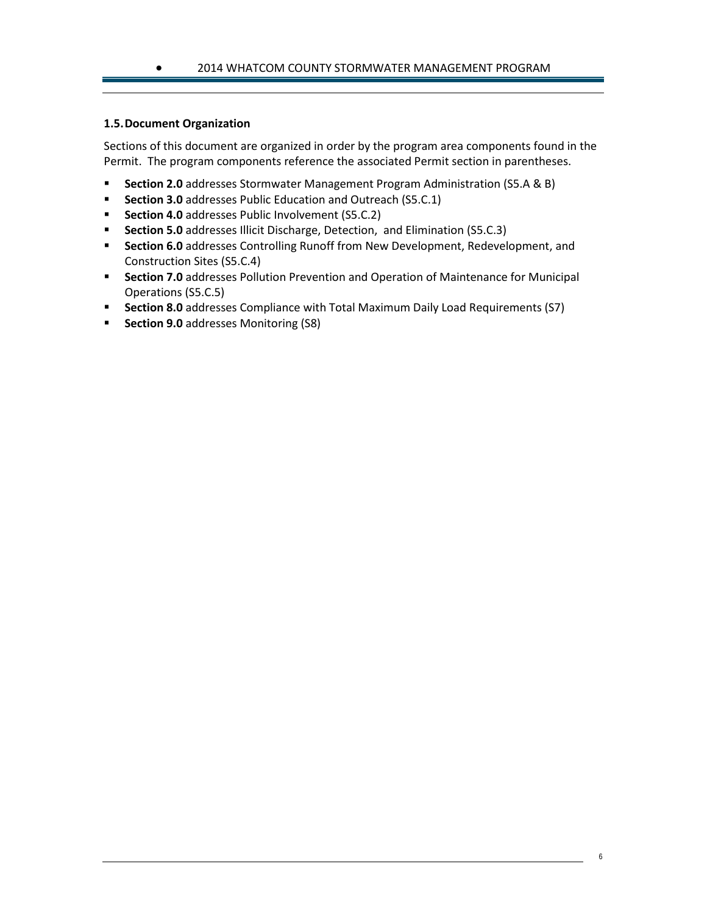## 1.5. Document Organization

Sections of this document are organized in order by the program area components found in the Permit. The program components reference the associated Permit section in parentheses.

- **Section 2.0** addresses Stormwater Management Program Administration (S5.A & B)
- **Section 3.0** addresses Public Education and Outreach (S5.C.1)
- **Section 4.0** addresses Public Involvement (S5.C.2)
- **Section 5.0** addresses Illicit Discharge, Detection, and Elimination (S5.C.3)
- **Section 6.0** addresses Controlling Runoff from New Development, Redevelopment, and Construction Sites (S5.C.4)
- **Section 7.0** addresses Pollution Prevention and Operation of Maintenance for Municipal Operations (S5.C.5)
- **Section 8.0** addresses Compliance with Total Maximum Daily Load Requirements (S7)
- **Section 9.0** addresses Monitoring (S8)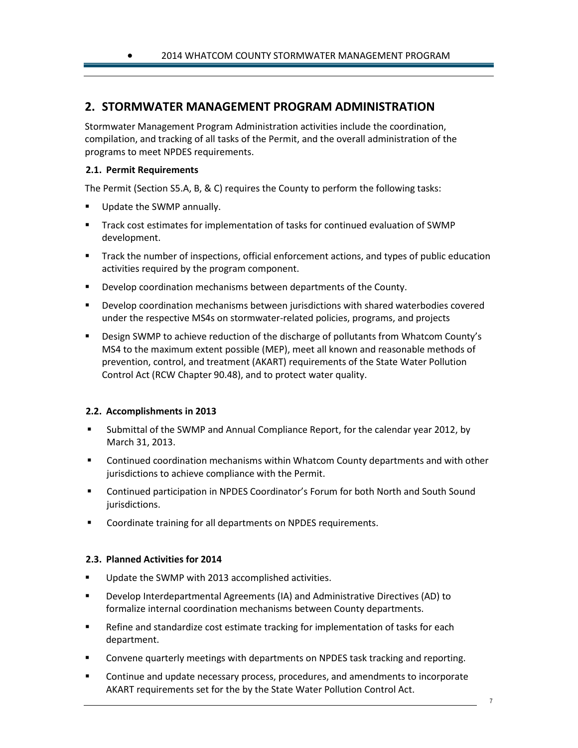## 2. STORMWATER MANAGEMENT PROGRAM ADMINISTRATION

Stormwater Management Program Administration activities include the coordination, compilation, and tracking of all tasks of the Permit, and the overall administration of the programs to meet NPDES requirements.

### 2.1. Permit Requirements

The Permit (Section S5.A, B, & C) requires the County to perform the following tasks:

- Update the SWMP annually.
- Track cost estimates for implementation of tasks for continued evaluation of SWMP development.
- Track the number of inspections, official enforcement actions, and types of public education activities required by the program component.
- Develop coordination mechanisms between departments of the County.
- Develop coordination mechanisms between jurisdictions with shared waterbodies covered under the respective MS4s on stormwater-related policies, programs, and projects
- Design SWMP to achieve reduction of the discharge of pollutants from Whatcom County's MS4 to the maximum extent possible (MEP), meet all known and reasonable methods of prevention, control, and treatment (AKART) requirements of the State Water Pollution Control Act (RCW Chapter 90.48), and to protect water quality.

### 2.2. Accomplishments in 2013

- Submittal of the SWMP and Annual Compliance Report, for the calendar year 2012, by March 31, 2013.
- Continued coordination mechanisms within Whatcom County departments and with other jurisdictions to achieve compliance with the Permit.
- Continued participation in NPDES Coordinator's Forum for both North and South Sound jurisdictions.
- Coordinate training for all departments on NPDES requirements.

### 2.3. Planned Activities for 2014

- Update the SWMP with 2013 accomplished activities.
- Develop Interdepartmental Agreements (IA) and Administrative Directives (AD) to formalize internal coordination mechanisms between County departments.
- Refine and standardize cost estimate tracking for implementation of tasks for each department.
- Convene quarterly meetings with departments on NPDES task tracking and reporting.
- Continue and update necessary process, procedures, and amendments to incorporate AKART requirements set for the by the State Water Pollution Control Act.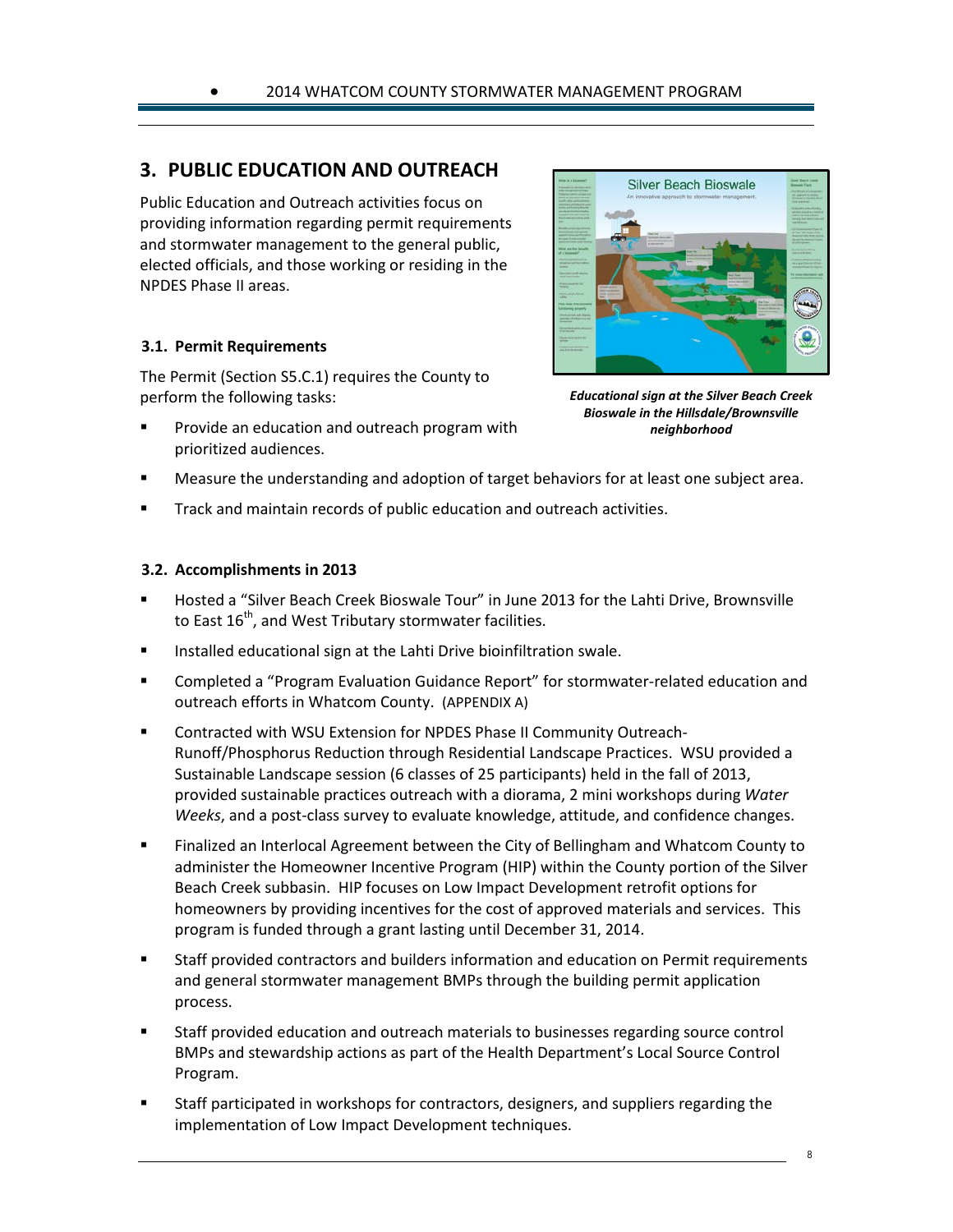## 3. PUBLIC EDUCATION AND OUTREACH

Public Education and Outreach activities focus on providing information regarding permit requirements and stormwater management to the general public, elected officials, and those working or residing in the NPDES Phase II areas.

*Educational sign at the Silver Beach Creek Bioswale in the Hillsdale/Brownsville neighborhood*

### 3.1. Permit Requirements

The Permit (Section S5.C.1) requires the County to perform the following tasks:

- Provide an education and outreach program with prioritized audiences.
- Measure the understanding and adoption of target behaviors for at least one subject area.
- Track and maintain records of public education and outreach activities.

### 3.2. Accomplishments in 2013

- Hosted a "Silver Beach Creek Bioswale Tour" in June 2013 for the Lahti Drive, Brownsville to East 16th, and West Tributary stormwater facilities.
- Installed educational sign at the Lahti Drive bioinfiltration swale.
- Completed a "Program Evaluation Guidance Report" for stormwater-related education and outreach efforts in Whatcom County. (APPENDIX A)
- Contracted with WSU Extension for NPDES Phase II Community Outreach-Runoff/Phosphorus Reduction through Residential Landscape Practices. WSU provided a Sustainable Landscape session (6 classes of 25 participants) held in the fall of 2013, provided sustainable practices outreach with a diorama, 2 mini workshops during *Water Weeks*, and a post-class survey to evaluate knowledge, attitude, and confidence changes.
- Finalized an Interlocal Agreement between the City of Bellingham and Whatcom County to administer the Homeowner Incentive Program (HIP) within the County portion of the Silver Beach Creek subbasin. HIP focuses on Low Impact Development retrofit options for homeowners by providing incentives for the cost of approved materials and services. This program is funded through a grant lasting until December 31, 2014.
- Staff provided contractors and builders information and education on Permit requirements and general stormwater management BMPs through the building permit application process.
- Staff provided education and outreach materials to businesses regarding source control BMPs and stewardship actions as part of the Health Department's Local Source Control Program.
- Staff participated in workshops for contractors, designers, and suppliers regarding the implementation of Low Impact Development techniques.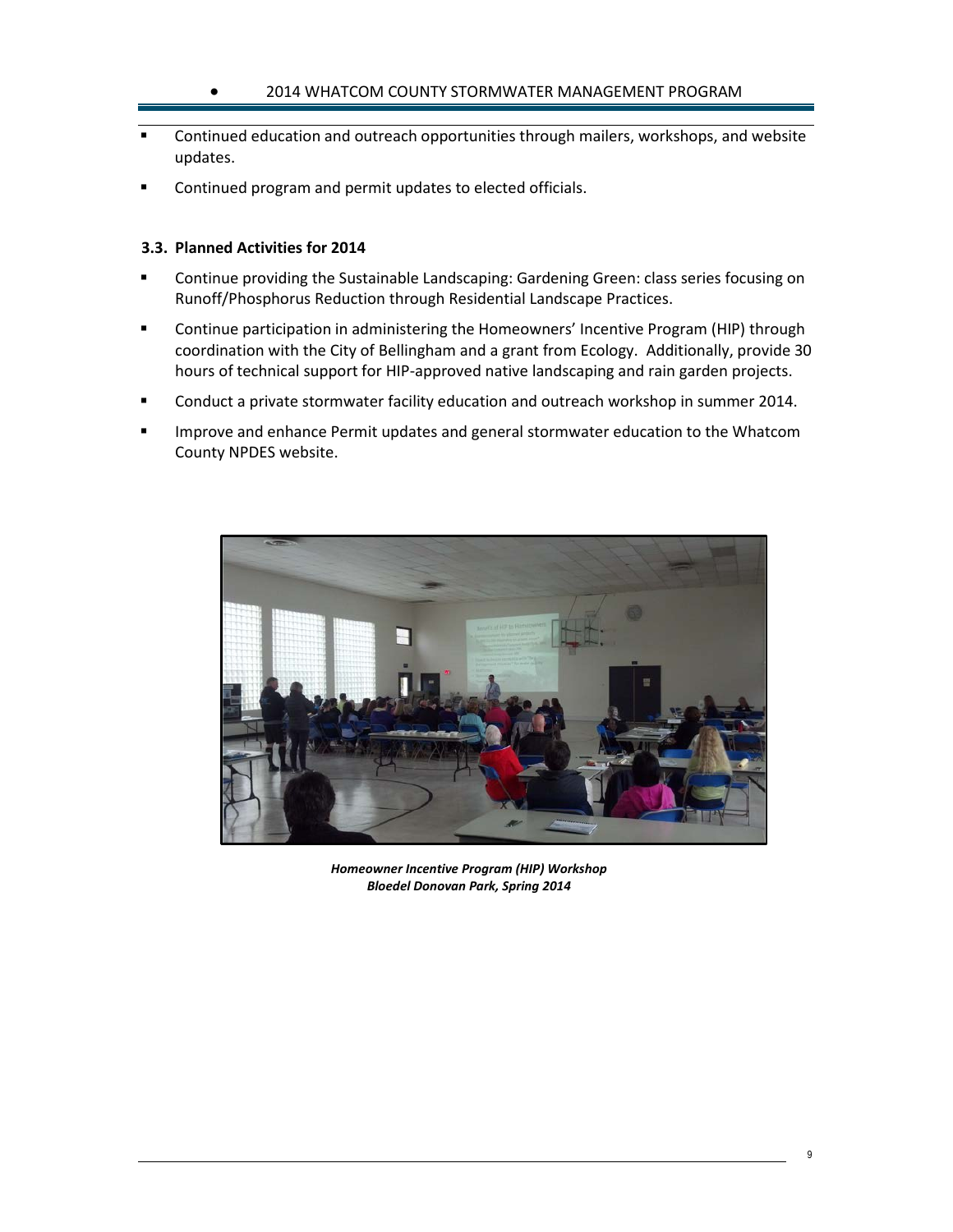- Continued education and outreach opportunities through mailers, workshops, and website updates.
- Continued program and permit updates to elected officials.

### 3.3. Planned Activities for 2014

- Continue providing the Sustainable Landscaping: Gardening Green: class series focusing on Runoff/Phosphorus Reduction through Residential Landscape Practices.
- Continue participation in administering the Homeowners' Incentive Program (HIP) through coordination with the City of Bellingham and a grant from Ecology. Additionally, provide 30 hours of technical support for HIP-approved native landscaping and rain garden projects.
- Conduct a private stormwater facility education and outreach workshop in summer 2014.
- Improve and enhance Permit updates and general stormwater education to the Whatcom County NPDES website.

***Homeowner Incentive Program (HIP) Workshop***
***Bloedel Donovan Park, Spring 2014***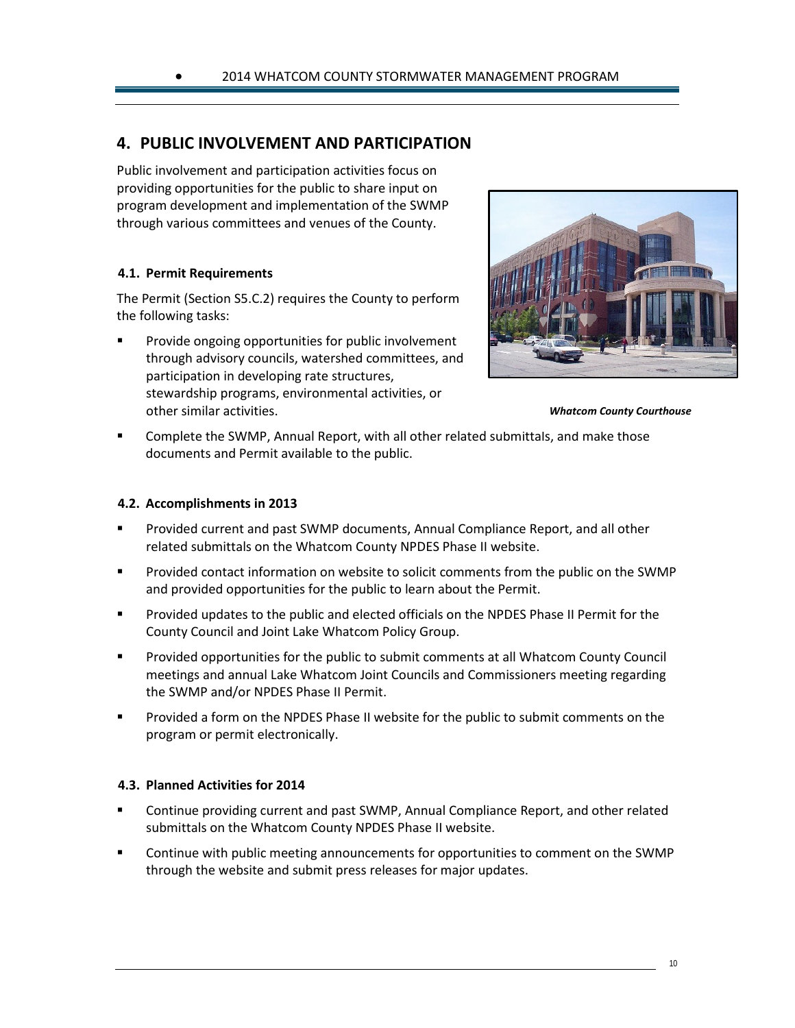# 4. PUBLIC INVOLVEMENT AND PARTICIPATION

Public involvement and participation activities focus on providing opportunities for the public to share input on program development and implementation of the SWMP through various committees and venues of the County.

## 4.1. Permit Requirements

The Permit (Section S5.C.2) requires the County to perform the following tasks:

- Provide ongoing opportunities for public involvement through advisory councils, watershed committees, and participation in developing rate structures, stewardship programs, environmental activities, or other similar activities.
- Complete the SWMP, Annual Report, with all other related submittals, and make those documents and Permit available to the public.

***Whatcom County Courthouse***

## 4.2. Accomplishments in 2013

- Provided current and past SWMP documents, Annual Compliance Report, and all other related submittals on the Whatcom County NPDES Phase II website.
- Provided contact information on website to solicit comments from the public on the SWMP and provided opportunities for the public to learn about the Permit.
- Provided updates to the public and elected officials on the NPDES Phase II Permit for the County Council and Joint Lake Whatcom Policy Group.
- Provided opportunities for the public to submit comments at all Whatcom County Council meetings and annual Lake Whatcom Joint Councils and Commissioners meeting regarding the SWMP and/or NPDES Phase II Permit.
- Provided a form on the NPDES Phase II website for the public to submit comments on the program or permit electronically.

## 4.3. Planned Activities for 2014

- Continue providing current and past SWMP, Annual Compliance Report, and other related submittals on the Whatcom County NPDES Phase II website.
- Continue with public meeting announcements for opportunities to comment on the SWMP through the website and submit press releases for major updates.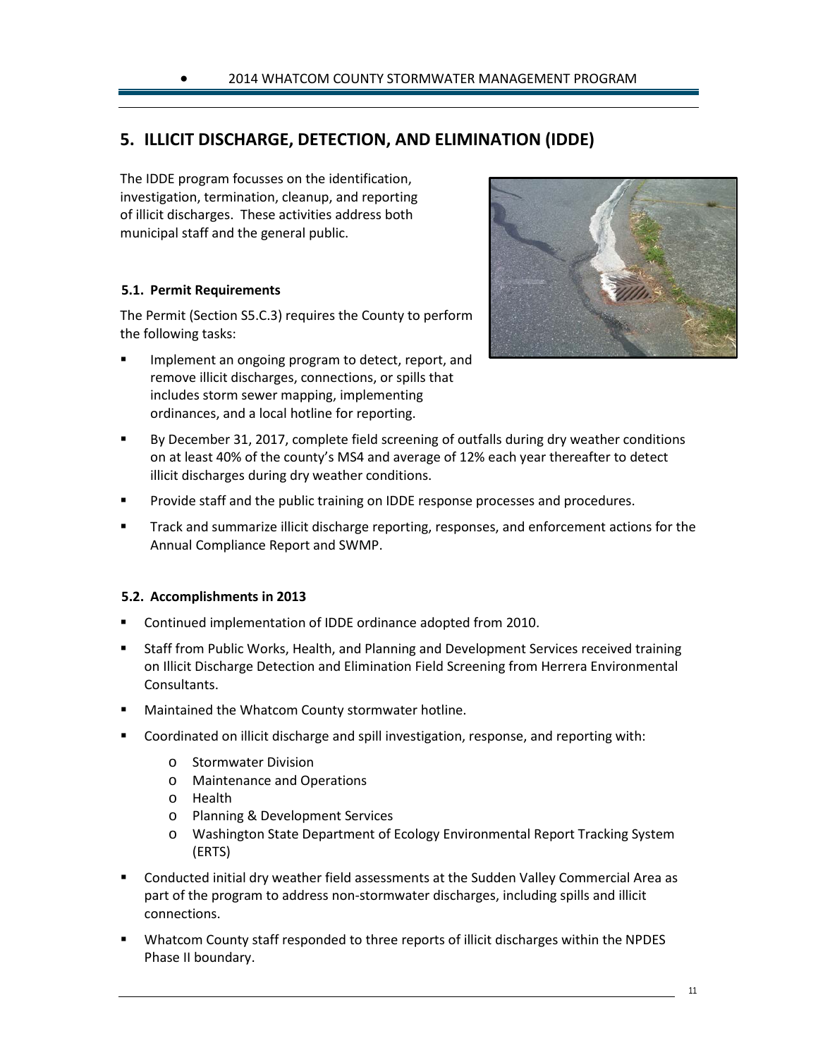## 5. ILLICIT DISCHARGE, DETECTION, AND ELIMINATION (IDDE)

The IDDE program focusses on the identification, investigation, termination, cleanup, and reporting of illicit discharges. These activities address both municipal staff and the general public.

### 5.1. Permit Requirements

The Permit (Section S5.C.3) requires the County to perform the following tasks:

- Implement an ongoing program to detect, report, and remove illicit discharges, connections, or spills that includes storm sewer mapping, implementing ordinances, and a local hotline for reporting.
- By December 31, 2017, complete field screening of outfalls during dry weather conditions on at least 40% of the county's MS4 and average of 12% each year thereafter to detect illicit discharges during dry weather conditions.
- Provide staff and the public training on IDDE response processes and procedures.
- Track and summarize illicit discharge reporting, responses, and enforcement actions for the Annual Compliance Report and SWMP.

### 5.2. Accomplishments in 2013

- Continued implementation of IDDE ordinance adopted from 2010.
- Staff from Public Works, Health, and Planning and Development Services received training on Illicit Discharge Detection and Elimination Field Screening from Herrera Environmental Consultants.
- Maintained the Whatcom County stormwater hotline.
- Coordinated on illicit discharge and spill investigation, response, and reporting with:
  - Stormwater Division
  - Maintenance and Operations
  - Health
  - Planning & Development Services
  - Washington State Department of Ecology Environmental Report Tracking System (ERTS)
- Conducted initial dry weather field assessments at the Sudden Valley Commercial Area as part of the program to address non-stormwater discharges, including spills and illicit connections.
- Whatcom County staff responded to three reports of illicit discharges within the NPDES Phase II boundary.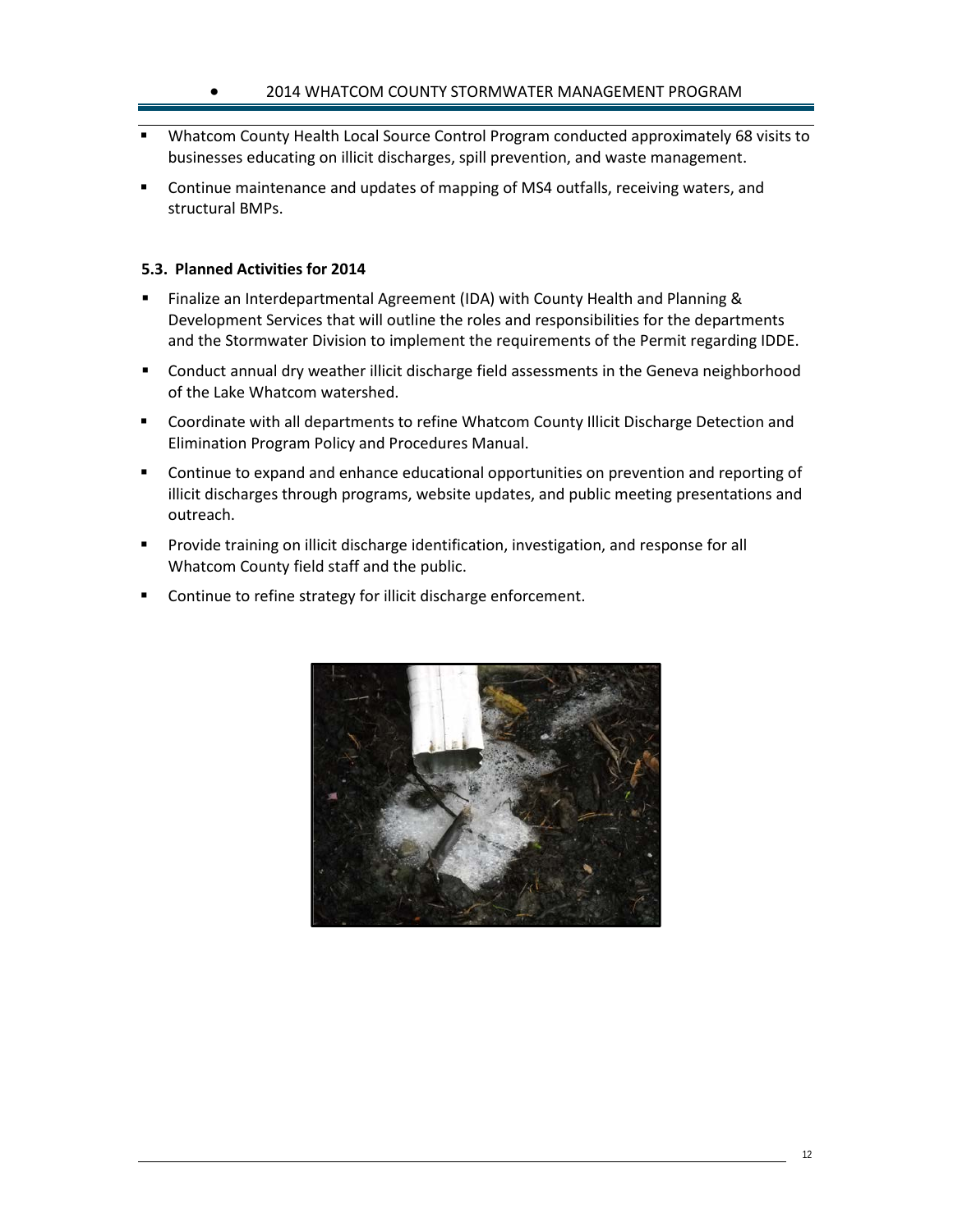- Whatcom County Health Local Source Control Program conducted approximately 68 visits to businesses educating on illicit discharges, spill prevention, and waste management.
- Continue maintenance and updates of mapping of MS4 outfalls, receiving waters, and structural BMPs.

### 5.3. Planned Activities for 2014

- Finalize an Interdepartmental Agreement (IDA) with County Health and Planning & Development Services that will outline the roles and responsibilities for the departments and the Stormwater Division to implement the requirements of the Permit regarding IDDE.
- Conduct annual dry weather illicit discharge field assessments in the Geneva neighborhood of the Lake Whatcom watershed.
- Coordinate with all departments to refine Whatcom County Illicit Discharge Detection and Elimination Program Policy and Procedures Manual.
- Continue to expand and enhance educational opportunities on prevention and reporting of illicit discharges through programs, website updates, and public meeting presentations and outreach.
- Provide training on illicit discharge identification, investigation, and response for all Whatcom County field staff and the public.
- Continue to refine strategy for illicit discharge enforcement.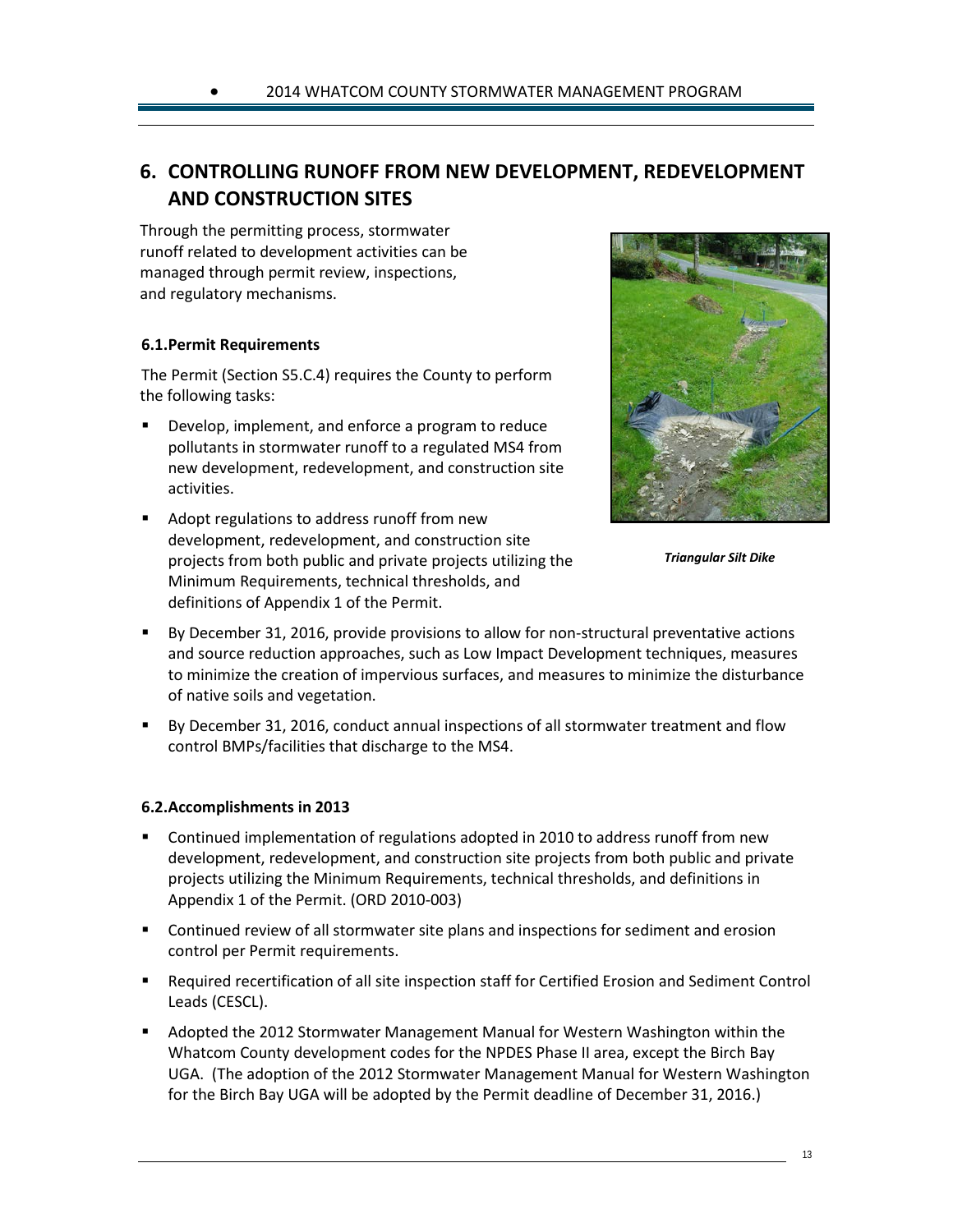# 6. CONTROLLING RUNOFF FROM NEW DEVELOPMENT, REDEVELOPMENT AND CONSTRUCTION SITES

Through the permitting process, stormwater runoff related to development activities can be managed through permit review, inspections, and regulatory mechanisms.

## 6.1. Permit Requirements

The Permit (Section S5.C.4) requires the County to perform the following tasks:

- Develop, implement, and enforce a program to reduce pollutants in stormwater runoff to a regulated MS4 from new development, redevelopment, and construction site activities.
- Adopt regulations to address runoff from new development, redevelopment, and construction site projects from both public and private projects utilizing the Minimum Requirements, technical thresholds, and definitions of Appendix 1 of the Permit.
- By December 31, 2016, provide provisions to allow for non-structural preventative actions and source reduction approaches, such as Low Impact Development techniques, measures to minimize the creation of impervious surfaces, and measures to minimize the disturbance of native soils and vegetation.
- By December 31, 2016, conduct annual inspections of all stormwater treatment and flow control BMPs/facilities that discharge to the MS4.

***Triangular Silt Dike***

## 6.2. Accomplishments in 2013

- Continued implementation of regulations adopted in 2010 to address runoff from new development, redevelopment, and construction site projects from both public and private projects utilizing the Minimum Requirements, technical thresholds, and definitions in Appendix 1 of the Permit. (ORD 2010-003)
- Continued review of all stormwater site plans and inspections for sediment and erosion control per Permit requirements.
- Required recertification of all site inspection staff for Certified Erosion and Sediment Control Leads (CESCL).
- Adopted the 2012 Stormwater Management Manual for Western Washington within the Whatcom County development codes for the NPDES Phase II area, except the Birch Bay UGA. (The adoption of the 2012 Stormwater Management Manual for Western Washington for the Birch Bay UGA will be adopted by the Permit deadline of December 31, 2016.)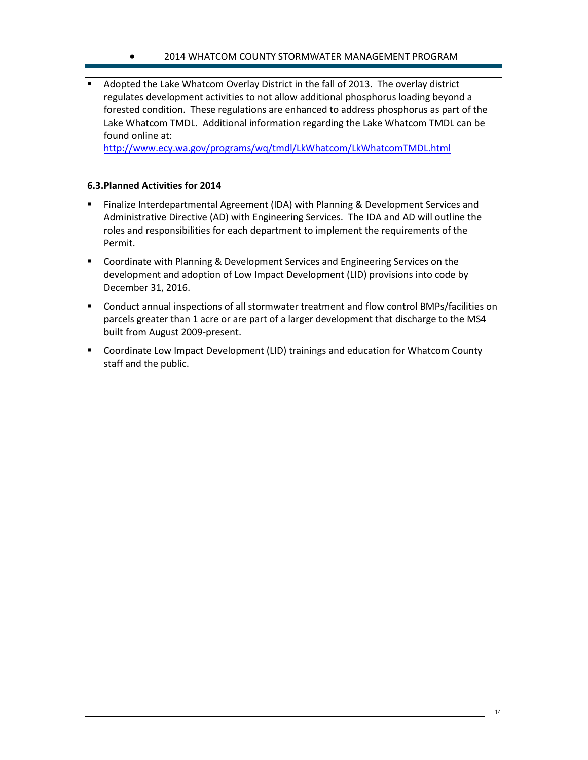- Adopted the Lake Whatcom Overlay District in the fall of 2013. The overlay district regulates development activities to not allow additional phosphorus loading beyond a forested condition. These regulations are enhanced to address phosphorus as part of the Lake Whatcom TMDL. Additional information regarding the Lake Whatcom TMDL can be found online at: http://www.ecy.wa.gov/programs/wq/tmdl/LkWhatcom/LkWhatcomTMDL.html

### 6.3. Planned Activities for 2014

- Finalize Interdepartmental Agreement (IDA) with Planning & Development Services and Administrative Directive (AD) with Engineering Services. The IDA and AD will outline the roles and responsibilities for each department to implement the requirements of the Permit.
- Coordinate with Planning & Development Services and Engineering Services on the development and adoption of Low Impact Development (LID) provisions into code by December 31, 2016.
- Conduct annual inspections of all stormwater treatment and flow control BMPs/facilities on parcels greater than 1 acre or are part of a larger development that discharge to the MS4 built from August 2009-present.
- Coordinate Low Impact Development (LID) trainings and education for Whatcom County staff and the public.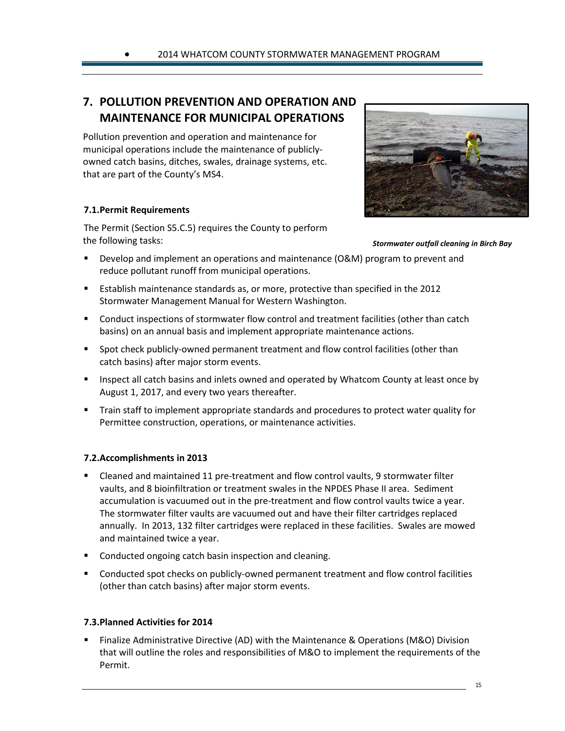## 7. POLLUTION PREVENTION AND OPERATION AND MAINTENANCE FOR MUNICIPAL OPERATIONS

Pollution prevention and operation and maintenance for municipal operations include the maintenance of publicly-owned catch basins, ditches, swales, drainage systems, etc. that are part of the County's MS4.

***Stormwater outfall cleaning in Birch Bay***

### 7.1. Permit Requirements

The Permit (Section S5.C.5) requires the County to perform the following tasks:

- Develop and implement an operations and maintenance (O&M) program to prevent and reduce pollutant runoff from municipal operations.
- Establish maintenance standards as, or more, protective than specified in the 2012 Stormwater Management Manual for Western Washington.
- Conduct inspections of stormwater flow control and treatment facilities (other than catch basins) on an annual basis and implement appropriate maintenance actions.
- Spot check publicly-owned permanent treatment and flow control facilities (other than catch basins) after major storm events.
- Inspect all catch basins and inlets owned and operated by Whatcom County at least once by August 1, 2017, and every two years thereafter.
- Train staff to implement appropriate standards and procedures to protect water quality for Permittee construction, operations, or maintenance activities.

### 7.2. Accomplishments in 2013

- Cleaned and maintained 11 pre-treatment and flow control vaults, 9 stormwater filter vaults, and 8 bioinfiltration or treatment swales in the NPDES Phase II area. Sediment accumulation is vacuumed out in the pre-treatment and flow control vaults twice a year. The stormwater filter vaults are vacuumed out and have their filter cartridges replaced annually. In 2013, 132 filter cartridges were replaced in these facilities. Swales are mowed and maintained twice a year.
- Conducted ongoing catch basin inspection and cleaning.
- Conducted spot checks on publicly-owned permanent treatment and flow control facilities (other than catch basins) after major storm events.

### 7.3. Planned Activities for 2014

- Finalize Administrative Directive (AD) with the Maintenance & Operations (M&O) Division that will outline the roles and responsibilities of M&O to implement the requirements of the Permit.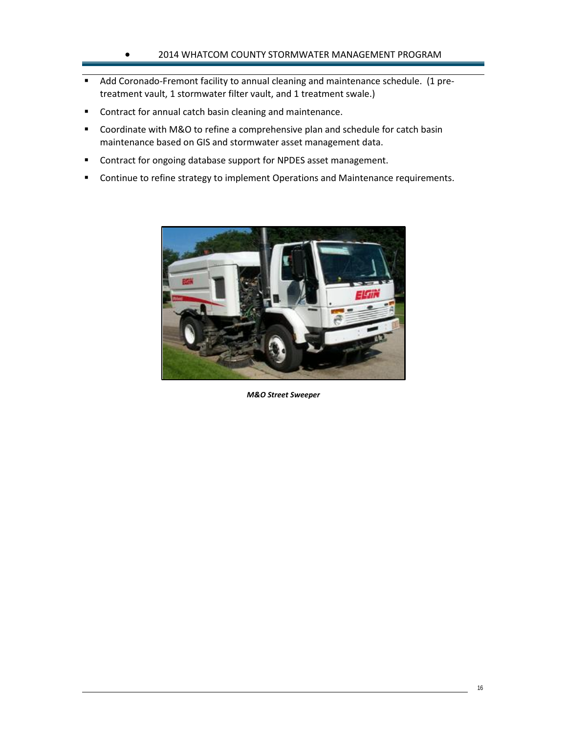- Add Coronado-Fremont facility to annual cleaning and maintenance schedule.  (1 pre-treatment vault, 1 stormwater filter vault, and 1 treatment swale.)
- Contract for annual catch basin cleaning and maintenance.
- Coordinate with M&O to refine a comprehensive plan and schedule for catch basin maintenance based on GIS and stormwater asset management data.
- Contract for ongoing database support for NPDES asset management.
- Continue to refine strategy to implement Operations and Maintenance requirements.

***M&O Street Sweeper***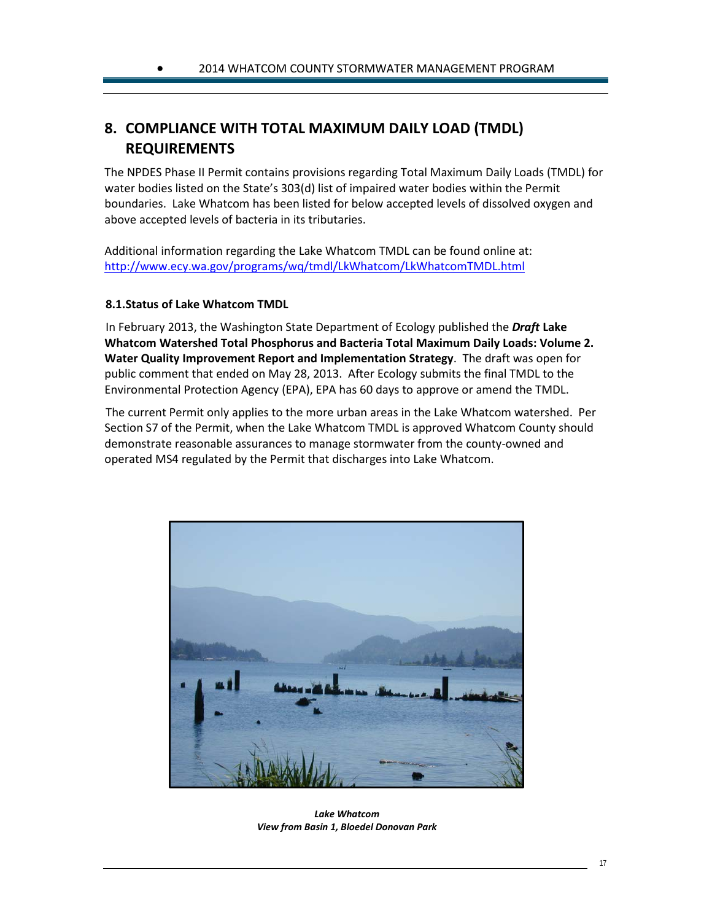## 8. COMPLIANCE WITH TOTAL MAXIMUM DAILY LOAD (TMDL) REQUIREMENTS

The NPDES Phase II Permit contains provisions regarding Total Maximum Daily Loads (TMDL) for water bodies listed on the State's 303(d) list of impaired water bodies within the Permit boundaries. Lake Whatcom has been listed for below accepted levels of dissolved oxygen and above accepted levels of bacteria in its tributaries.

Additional information regarding the Lake Whatcom TMDL can be found online at: http://www.ecy.wa.gov/programs/wq/tmdl/LkWhatcom/LkWhatcomTMDL.html

### 8.1. Status of Lake Whatcom TMDL

In February 2013, the Washington State Department of Ecology published the ***Draft*** **Lake Whatcom Watershed Total Phosphorus and Bacteria Total Maximum Daily Loads: Volume 2. Water Quality Improvement Report and Implementation Strategy**. The draft was open for public comment that ended on May 28, 2013. After Ecology submits the final TMDL to the Environmental Protection Agency (EPA), EPA has 60 days to approve or amend the TMDL.

The current Permit only applies to the more urban areas in the Lake Whatcom watershed. Per Section S7 of the Permit, when the Lake Whatcom TMDL is approved Whatcom County should demonstrate reasonable assurances to manage stormwater from the county-owned and operated MS4 regulated by the Permit that discharges into Lake Whatcom.

***Lake Whatcom***
***View from Basin 1, Bloedel Donovan Park***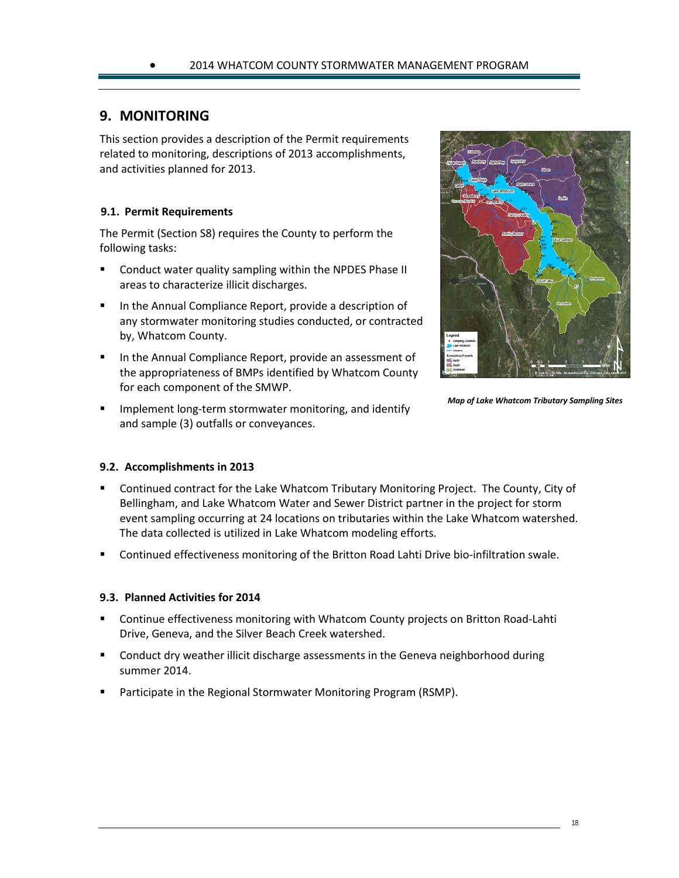## 9. MONITORING

This section provides a description of the Permit requirements related to monitoring, descriptions of 2013 accomplishments, and activities planned for 2013.

### 9.1. Permit Requirements

The Permit (Section S8) requires the County to perform the following tasks:

- Conduct water quality sampling within the NPDES Phase II areas to characterize illicit discharges.
- In the Annual Compliance Report, provide a description of any stormwater monitoring studies conducted, or contracted by, Whatcom County.
- In the Annual Compliance Report, provide an assessment of the appropriateness of BMPs identified by Whatcom County for each component of the SMWP.
- Implement long-term stormwater monitoring, and identify and sample (3) outfalls or conveyances.

***Map of Lake Whatcom Tributary Sampling Sites***

### 9.2. Accomplishments in 2013

- Continued contract for the Lake Whatcom Tributary Monitoring Project. The County, City of Bellingham, and Lake Whatcom Water and Sewer District partner in the project for storm event sampling occurring at 24 locations on tributaries within the Lake Whatcom watershed. The data collected is utilized in Lake Whatcom modeling efforts.
- Continued effectiveness monitoring of the Britton Road Lahti Drive bio-infiltration swale.

### 9.3. Planned Activities for 2014

- Continue effectiveness monitoring with Whatcom County projects on Britton Road-Lahti Drive, Geneva, and the Silver Beach Creek watershed.
- Conduct dry weather illicit discharge assessments in the Geneva neighborhood during summer 2014.
- Participate in the Regional Stormwater Monitoring Program (RSMP).